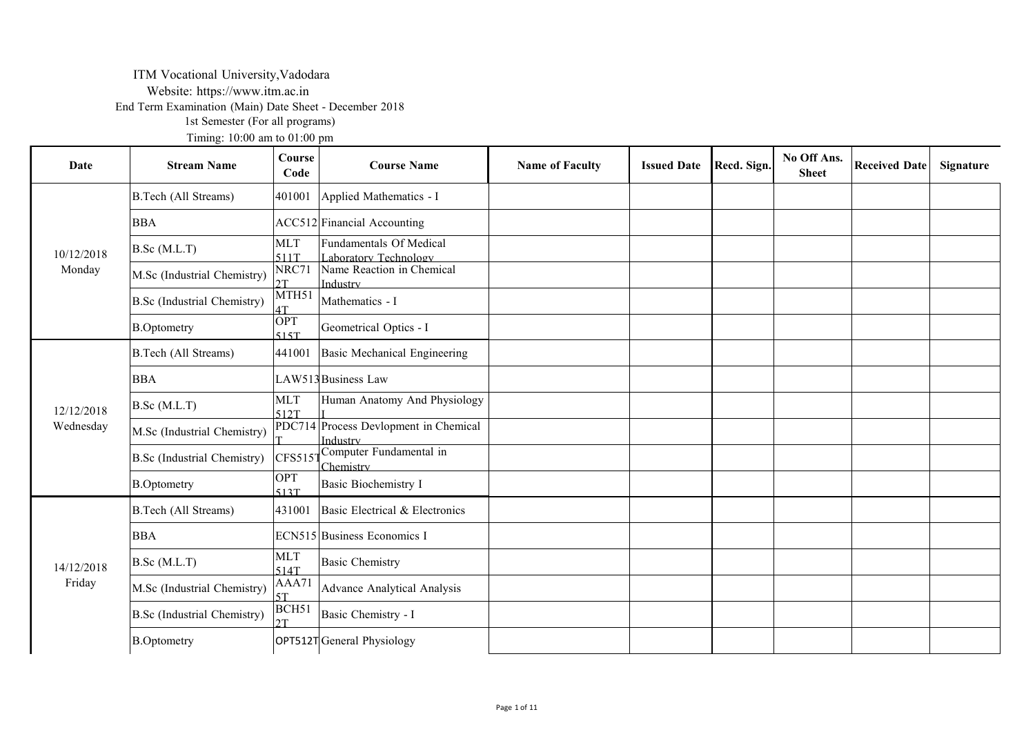ITM Vocational University,Vadodara

Website: https://www.itm.ac.in

End Term Examination (Main) Date Sheet - December 2018

1st Semester (For all programs)

Timing: 10:00 am to 01:00 pm

| Date | Stream Name | Course Code | Course Name | Name of Faculty | Issued Date | Recd. Sign. | No Off Ans. Sheet | Received Date | Signature |
|---|---|---|---|---|---|---|---|---|---|
| 10/12/2018 Monday | B.Tech (All Streams) | 401001 | Applied Mathematics - I | | | | | | |
| | BBA | ACC512 | Financial Accounting | | | | | | |
| | B.Sc (M.L.T) | MLT 511T | Fundamentals Of Medical Laboratory Technology | | | | | | |
| | M.Sc (Industrial Chemistry) | NRC712T | Name Reaction in Chemical Industry | | | | | | |
| | B.Sc (Industrial Chemistry) | MTH514T | Mathematics - I | | | | | | |
| | B.Optometry | OPT 515T | Geometrical Optics - I | | | | | | |
| 12/12/2018 Wednesday | B.Tech (All Streams) | 441001 | Basic Mechanical Engineering | | | | | | |
| | BBA | LAW513 | Business Law | | | | | | |
| | B.Sc (M.L.T) | MLT 512T | Human Anatomy And Physiology I | | | | | | |
| | M.Sc (Industrial Chemistry) | PDC714T | Process Devlopment in Chemical Industry | | | | | | |
| | B.Sc (Industrial Chemistry) | CFS515T | Computer Fundamental in Chemistry | | | | | | |
| | B.Optometry | OPT 513T | Basic Biochemistry I | | | | | | |
| 14/12/2018 Friday | B.Tech (All Streams) | 431001 | Basic Electrical & Electronics | | | | | | |
| | BBA | ECN515 | Business Economics I | | | | | | |
| | B.Sc (M.L.T) | MLT 514T | Basic Chemistry | | | | | | |
| | M.Sc (Industrial Chemistry) | AAA715T | Advance Analytical Analysis | | | | | | |
| | B.Sc (Industrial Chemistry) | BCH512T | Basic Chemistry - I | | | | | | |
| | B.Optometry | OPT512T | General Physiology | | | | | | |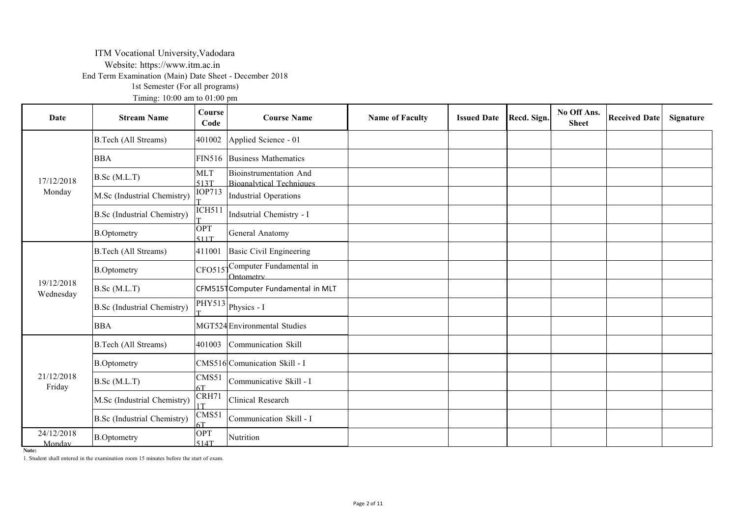ITM Vocational University,Vadodara

Website: https://www.itm.ac.in

End Term Examination (Main) Date Sheet - December 2018

1st Semester (For all programs)

Timing: 10:00 am to 01:00 pm

| Date | Stream Name | Course Code | Course Name | Name of Faculty | Issued Date | Recd. Sign. | No Off Ans. Sheet | Received Date | Signature |
|---|---|---|---|---|---|---|---|---|---|
| 17/12/2018 Monday | B.Tech (All Streams) | 401002 | Applied Science - 01 | | | | | | |
| | BBA | FIN516 | Business Mathematics | | | | | | |
| | B.Sc (M.L.T) | MLT 513T | Bioinstrumentation And Bioanalytical Techniques | | | | | | |
| | M.Sc (Industrial Chemistry) | IOP713 T | Industrial Operations | | | | | | |
| | B.Sc (Industrial Chemistry) | ICH511 T | Indsutrial Chemistry - I | | | | | | |
| | B.Optometry | OPT 511T | General Anatomy | | | | | | |
| 19/12/2018 Wednesday | B.Tech (All Streams) | 411001 | Basic Civil Engineering | | | | | | |
| | B.Optometry | CFO515T | Computer Fundamental in Optometry | | | | | | |
| | B.Sc (M.L.T) | CFM515T | Computer Fundamental in MLT | | | | | | |
| | B.Sc (Industrial Chemistry) | PHY513 T | Physics - I | | | | | | |
| | BBA | MGT524 | Environmental Studies | | | | | | |
| 21/12/2018 Friday | B.Tech (All Streams) | 401003 | Communication Skill | | | | | | |
| | B.Optometry | CMS516 | Comunication Skill - I | | | | | | |
| | B.Sc (M.L.T) | CMS516T | Communicative Skill - I | | | | | | |
| | M.Sc (Industrial Chemistry) | CRH711T | Clinical Research | | | | | | |
| | B.Sc (Industrial Chemistry) | CMS516T | Communication Skill - I | | | | | | |
| 24/12/2018 Monday | B.Optometry | OPT 514T | Nutrition | | | | | | |

**Note:**

1. Student shall entered in the examination room 15 minutes before the start of exam.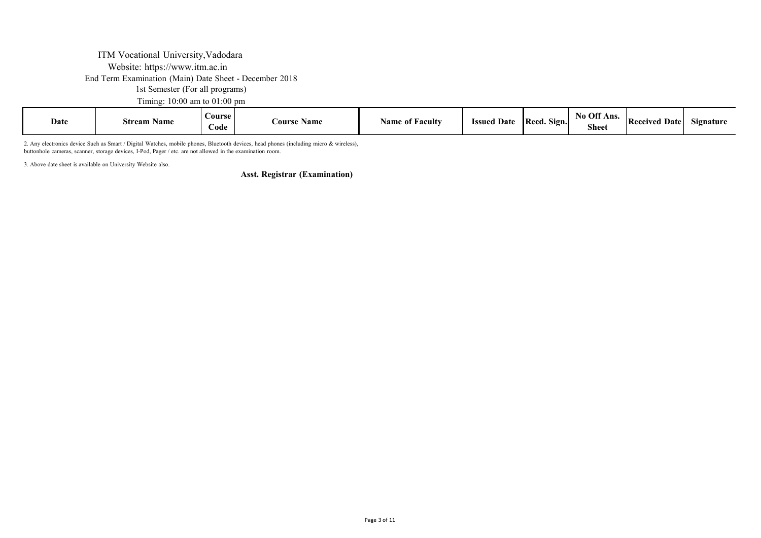ITM Vocational University,Vadodara

Website: https://www.itm.ac.in

End Term Examination (Main) Date Sheet - December 2018

1st Semester (For all programs)

Timing: 10:00 am to 01:00 pm

| Date | Stream Name | Course Code | Course Name | Name of Faculty | Issued Date | Recd. Sign. | No Off Ans. Sheet | Received Date | Signature |
|---|---|---|---|---|---|---|---|---|---|

2. Any electronics device Such as Smart / Digital Watches, mobile phones, Bluetooth devices, head phones (including micro & wireless), buttonhole cameras, scanner, storage devices, I-Pod, Pager / etc. are not allowed in the examination room.

3. Above date sheet is available on University Website also.

**Asst. Registrar (Examination)**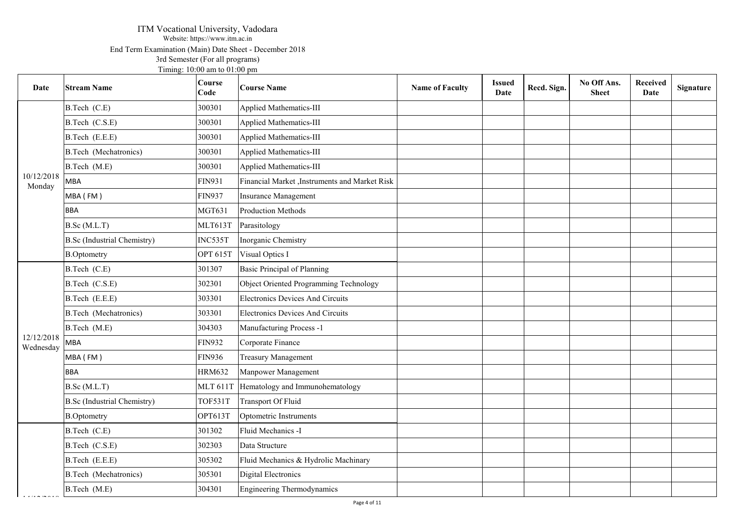ITM Vocational University, Vadodara

Website: https://www.itm.ac.in

End Term Examination (Main) Date Sheet - December 2018

3rd Semester (For all programs)

Timing: 10:00 am to 01:00 pm

| Date | Stream Name | Course Code | Course Name | Name of Faculty | Issued Date | Recd. Sign. | No Off Ans. Sheet | Received Date | Signature |
|---|---|---|---|---|---|---|---|---|---|
| 10/12/2018 Monday | B.Tech (C.E) | 300301 | Applied Mathematics-III | | | | | | |
| | B.Tech (C.S.E) | 300301 | Applied Mathematics-III | | | | | | |
| | B.Tech (E.E.E) | 300301 | Applied Mathematics-III | | | | | | |
| | B.Tech (Mechatronics) | 300301 | Applied Mathematics-III | | | | | | |
| | B.Tech (M.E) | 300301 | Applied Mathematics-III | | | | | | |
| | MBA | FIN931 | Financial Market ,Instruments and Market Risk | | | | | | |
| | MBA ( FM ) | FIN937 | Insurance Management | | | | | | |
| | BBA | MGT631 | Production Methods | | | | | | |
| | B.Sc (M.L.T) | MLT613T | Parasitology | | | | | | |
| | B.Sc (Industrial Chemistry) | INC535T | Inorganic Chemistry | | | | | | |
| | B.Optometry | OPT 615T | Visual Optics I | | | | | | |
| 12/12/2018 Wednesday | B.Tech (C.E) | 301307 | Basic Principal of Planning | | | | | | |
| | B.Tech (C.S.E) | 302301 | Object Oriented Programming Technology | | | | | | |
| | B.Tech (E.E.E) | 303301 | Electronics Devices And Circuits | | | | | | |
| | B.Tech (Mechatronics) | 303301 | Electronics Devices And Circuits | | | | | | |
| | B.Tech (M.E) | 304303 | Manufacturing Process -1 | | | | | | |
| | MBA | FIN932 | Corporate Finance | | | | | | |
| | MBA ( FM ) | FIN936 | Treasury Management | | | | | | |
| | BBA | HRM632 | Manpower Management | | | | | | |
| | B.Sc (M.L.T) | MLT 611T | Hematology and Immunohematology | | | | | | |
| | B.Sc (Industrial Chemistry) | TOF531T | Transport Of Fluid | | | | | | |
| | B.Optometry | OPT613T | Optometric Instruments | | | | | | |
| | B.Tech (C.E) | 301302 | Fluid Mechanics -I | | | | | | |
| | B.Tech (C.S.E) | 302303 | Data Structure | | | | | | |
| | B.Tech (E.E.E) | 305302 | Fluid Mechanics & Hydrolic Machinary | | | | | | |
| | B.Tech (Mechatronics) | 305301 | Digital Electronics | | | | | | |
| | B.Tech (M.E) | 304301 | Engineering Thermodynamics | | | | | | |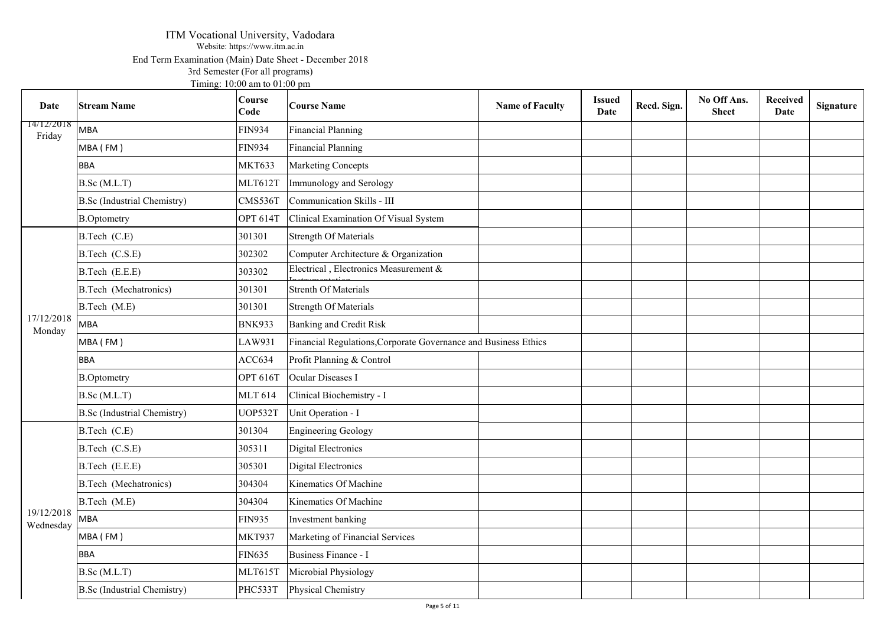ITM Vocational University, Vadodara

Website: https://www.itm.ac.in

End Term Examination (Main) Date Sheet - December 2018

3rd Semester (For all programs)

Timing: 10:00 am to 01:00 pm

| Date | Stream Name | Course Code | Course Name | Name of Faculty | Issued Date | Recd. Sign. | No Off Ans. Sheet | Received Date | Signature |
|---|---|---|---|---|---|---|---|---|---|
| 14/12/2018 Friday | MBA | FIN934 | Financial Planning | | | | | | |
| | MBA ( FM ) | FIN934 | Financial Planning | | | | | | |
| | BBA | MKT633 | Marketing Concepts | | | | | | |
| | B.Sc (M.L.T) | MLT612T | Immunology and Serology | | | | | | |
| | B.Sc (Industrial Chemistry) | CMS536T | Communication Skills - III | | | | | | |
| | B.Optometry | OPT 614T | Clinical Examination Of Visual System | | | | | | |
| 17/12/2018 Monday | B.Tech (C.E) | 301301 | Strength Of Materials | | | | | | |
| | B.Tech (C.S.E) | 302302 | Computer Architecture & Organization | | | | | | |
| | B.Tech (E.E.E) | 303302 | Electrical , Electronics Measurement & Instrumentation | | | | | | |
| | B.Tech (Mechatronics) | 301301 | Strenth Of Materials | | | | | | |
| | B.Tech (M.E) | 301301 | Strength Of Materials | | | | | | |
| | MBA | BNK933 | Banking and Credit Risk | | | | | | |
| | MBA ( FM ) | LAW931 | Financial Regulations,Corporate Governance and Business Ethics | | | | | | |
| | BBA | ACC634 | Profit Planning & Control | | | | | | |
| | B.Optometry | OPT 616T | Ocular Diseases I | | | | | | |
| | B.Sc (M.L.T) | MLT 614 | Clinical Biochemistry - I | | | | | | |
| | B.Sc (Industrial Chemistry) | UOP532T | Unit Operation - I | | | | | | |
| 19/12/2018 Wednesday | B.Tech (C.E) | 301304 | Engineering Geology | | | | | | |
| | B.Tech (C.S.E) | 305311 | Digital Electronics | | | | | | |
| | B.Tech (E.E.E) | 305301 | Digital Electronics | | | | | | |
| | B.Tech (Mechatronics) | 304304 | Kinematics Of Machine | | | | | | |
| | B.Tech (M.E) | 304304 | Kinematics Of Machine | | | | | | |
| | MBA | FIN935 | Investment banking | | | | | | |
| | MBA ( FM ) | MKT937 | Marketing of Financial Services | | | | | | |
| | BBA | FIN635 | Business Finance - I | | | | | | |
| | B.Sc (M.L.T) | MLT615T | Microbial Physiology | | | | | | |
| | B.Sc (Industrial Chemistry) | PHC533T | Physical Chemistry | | | | | | |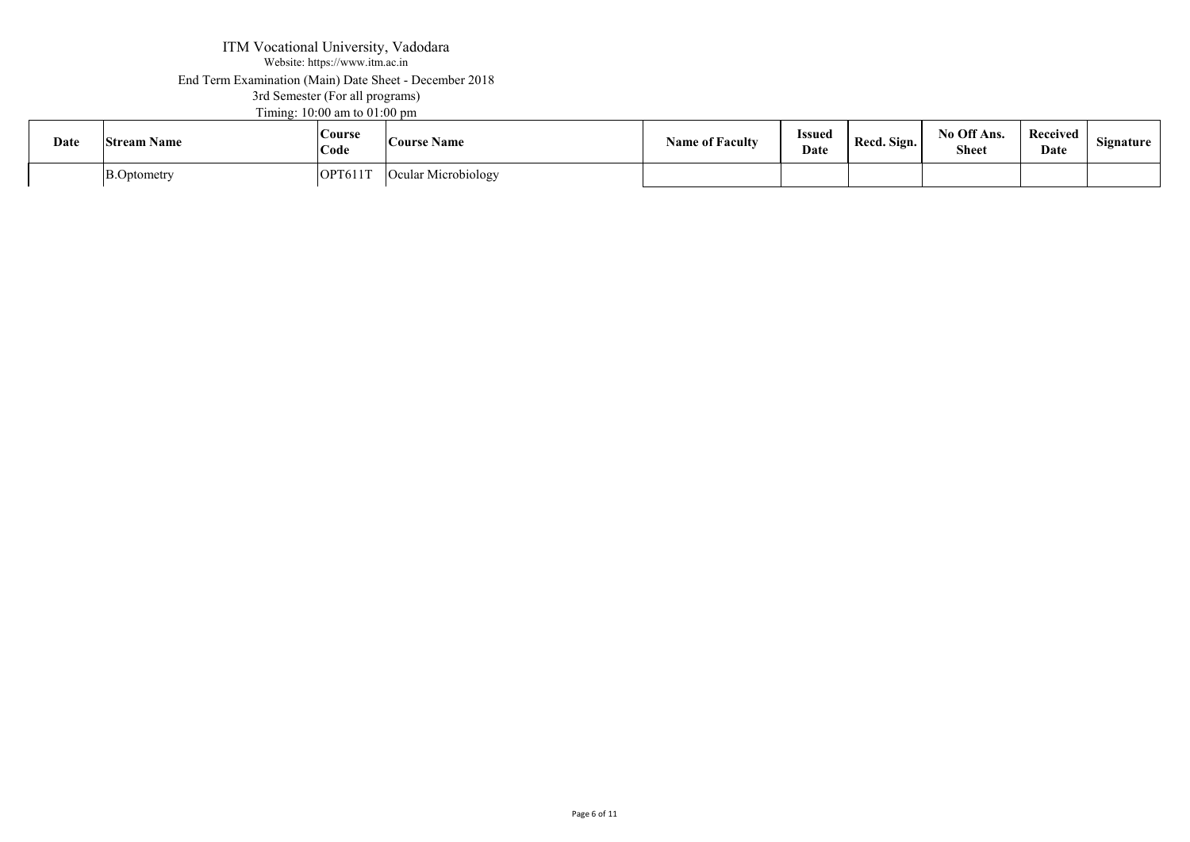ITM Vocational University, Vadodara

Website: https://www.itm.ac.in

End Term Examination (Main) Date Sheet - December 2018

3rd Semester (For all programs)

Timing: 10:00 am to 01:00 pm

| Date | Stream Name | Course Code | Course Name | Name of Faculty | Issued Date | Recd. Sign. | No Off Ans. Sheet | Received Date | Signature |
|---|---|---|---|---|---|---|---|---|---|
| | B.Optometry | OPT611T | Ocular Microbiology | | | | | | |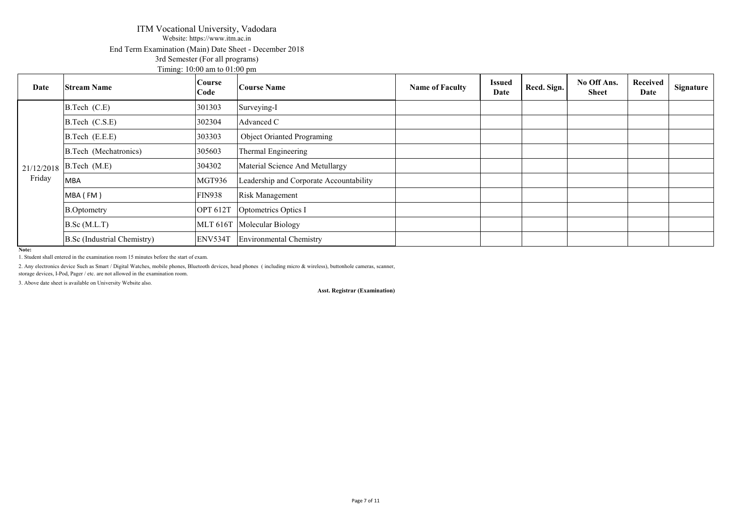# ITM Vocational University, Vadodara

Website: https://www.itm.ac.in

End Term Examination (Main) Date Sheet - December 2018

3rd Semester (For all programs)

Timing: 10:00 am to 01:00 pm

| Date | Stream Name | Course Code | Course Name | Name of Faculty | Issued Date | Recd. Sign. | No Off Ans. Sheet | Received Date | Signature |
|---|---|---|---|---|---|---|---|---|---|
| 21/12/2018 Friday | B.Tech (C.E) | 301303 | Surveying-I | | | | | | |
| | B.Tech (C.S.E) | 302304 | Advanced C | | | | | | |
| | B.Tech (E.E.E) | 303303 | Object Orianted Programing | | | | | | |
| | B.Tech (Mechatronics) | 305603 | Thermal Engineering | | | | | | |
| | B.Tech (M.E) | 304302 | Material Science And Metullargy | | | | | | |
| | MBA | MGT936 | Leadership and Corporate Accountability | | | | | | |
| | MBA ( FM ) | FIN938 | Risk Management | | | | | | |
| | B.Optometry | OPT 612T | Optometrics Optics I | | | | | | |
| | B.Sc (M.L.T) | MLT 616T | Molecular Biology | | | | | | |
| | B.Sc (Industrial Chemistry) | ENV534T | Environmental Chemistry | | | | | | |

**Note:**

1. Student shall entered in the examination room 15 minutes before the start of exam.

2. Any electronics device Such as Smart / Digital Watches, mobile phones, Bluetooth devices, head phones ( including micro & wireless), buttonhole cameras, scanner, storage devices, I-Pod, Pager / etc. are not allowed in the examination room.

3. Above date sheet is available on University Website also.

**Asst. Registrar (Examination)**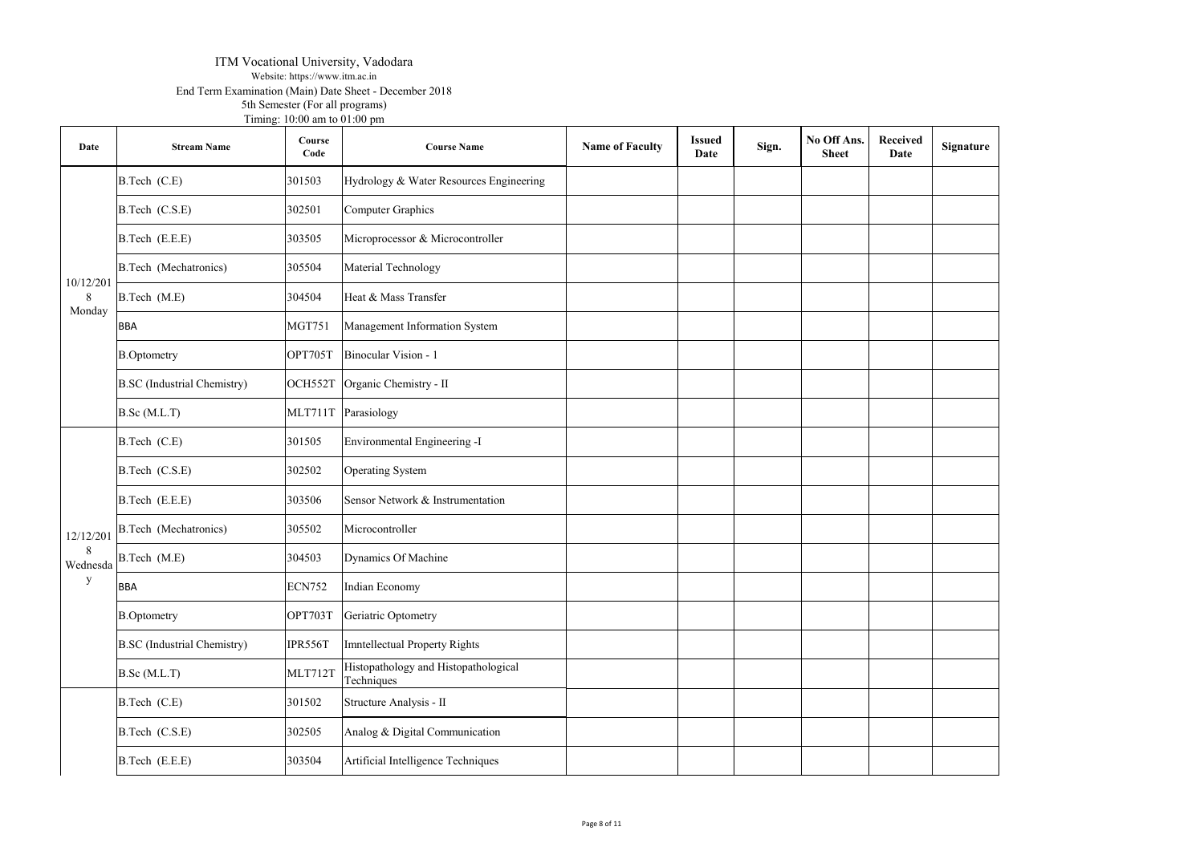ITM Vocational University, Vadodara

Website: https://www.itm.ac.in

End Term Examination (Main) Date Sheet - December 2018

5th Semester (For all programs)

Timing: 10:00 am to 01:00 pm

| Date | Stream Name | Course Code | Course Name | Name of Faculty | Issued Date | Sign. | No Off Ans. Sheet | Received Date | Signature |
|---|---|---|---|---|---|---|---|---|---|
| 10/12/2018 Monday | B.Tech (C.E) | 301503 | Hydrology & Water Resources Engineering | | | | | | |
| | B.Tech (C.S.E) | 302501 | Computer Graphics | | | | | | |
| | B.Tech (E.E.E) | 303505 | Microprocessor & Microcontroller | | | | | | |
| | B.Tech (Mechatronics) | 305504 | Material Technology | | | | | | |
| | B.Tech (M.E) | 304504 | Heat & Mass Transfer | | | | | | |
| | BBA | MGT751 | Management Information System | | | | | | |
| | B.Optometry | OPT705T | Binocular Vision - 1 | | | | | | |
| | B.SC (Industrial Chemistry) | OCH552T | Organic Chemistry - II | | | | | | |
| | B.Sc (M.L.T) | MLT711T | Parasiology | | | | | | |
| 12/12/2018 Wednesday | B.Tech (C.E) | 301505 | Environmental Engineering -I | | | | | | |
| | B.Tech (C.S.E) | 302502 | Operating System | | | | | | |
| | B.Tech (E.E.E) | 303506 | Sensor Network & Instrumentation | | | | | | |
| | B.Tech (Mechatronics) | 305502 | Microcontroller | | | | | | |
| | B.Tech (M.E) | 304503 | Dynamics Of Machine | | | | | | |
| | BBA | ECN752 | Indian Economy | | | | | | |
| | B.Optometry | OPT703T | Geriatric Optometry | | | | | | |
| | B.SC (Industrial Chemistry) | IPR556T | Imntellectual Property Rights | | | | | | |
| | B.Sc (M.L.T) | MLT712T | Histopathology and Histopathological Techniques | | | | | | |
| | B.Tech (C.E) | 301502 | Structure Analysis - II | | | | | | |
| | B.Tech (C.S.E) | 302505 | Analog & Digital Communication | | | | | | |
| | B.Tech (E.E.E) | 303504 | Artificial Intelligence Techniques | | | | | | |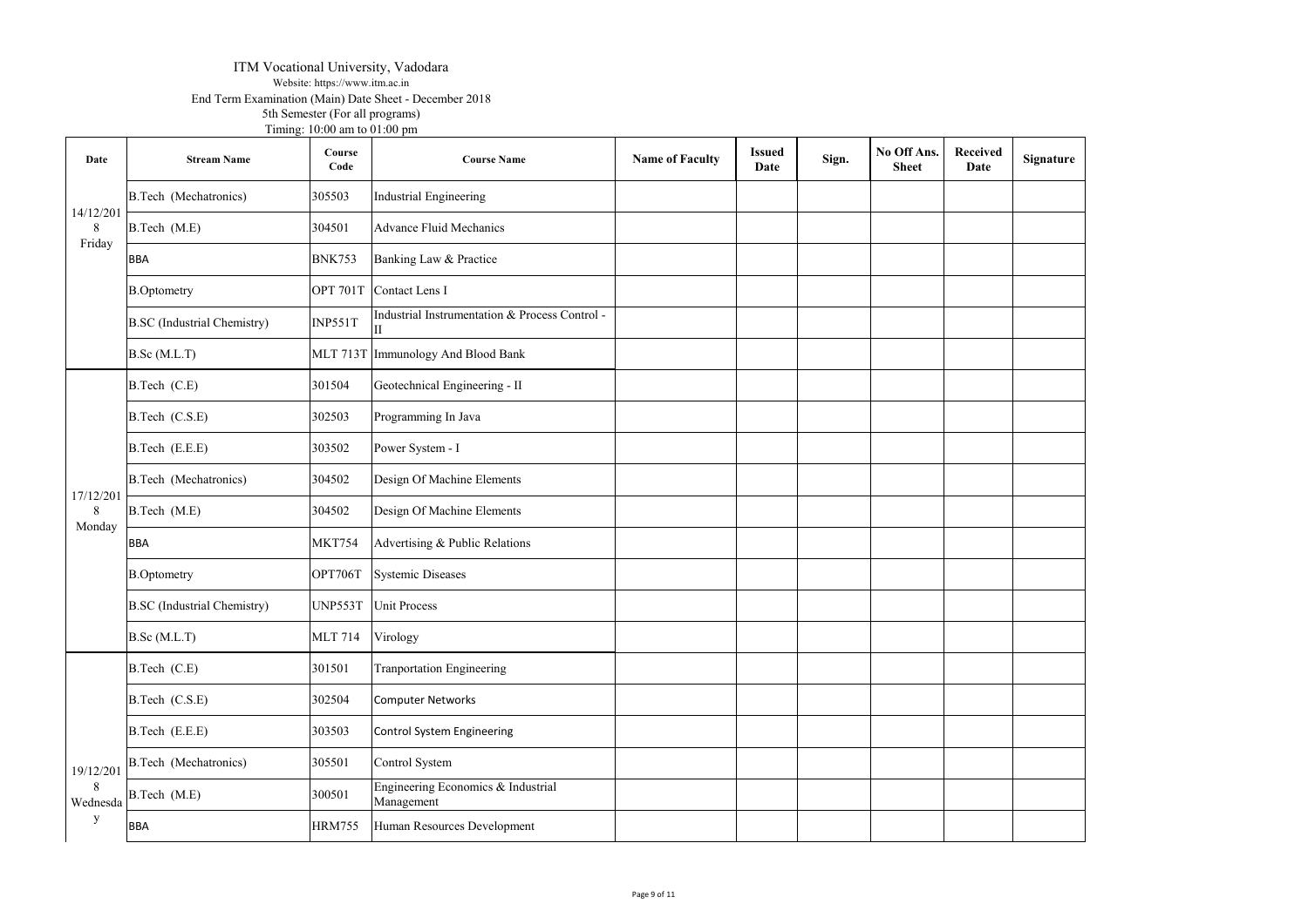ITM Vocational University, Vadodara

Website: https://www.itm.ac.in

End Term Examination (Main) Date Sheet - December 2018

5th Semester (For all programs)

Timing: 10:00 am to 01:00 pm

| Date | Stream Name | Course Code | Course Name | Name of Faculty | Issued Date | Sign. | No Off Ans. Sheet | Received Date | Signature |
|---|---|---|---|---|---|---|---|---|---|
| 14/12/2018 Friday | B.Tech (Mechatronics) | 305503 | Industrial Engineering | | | | | | |
| | B.Tech (M.E) | 304501 | Advance Fluid Mechanics | | | | | | |
| | BBA | BNK753 | Banking Law & Practice | | | | | | |
| | B.Optometry | OPT 701T | Contact Lens I | | | | | | |
| | B.SC (Industrial Chemistry) | INP551T | Industrial Instrumentation & Process Control - II | | | | | | |
| | B.Sc (M.L.T) | MLT 713T | Immunology And Blood Bank | | | | | | |
| 17/12/2018 Monday | B.Tech (C.E) | 301504 | Geotechnical Engineering - II | | | | | | |
| | B.Tech (C.S.E) | 302503 | Programming In Java | | | | | | |
| | B.Tech (E.E.E) | 303502 | Power System - I | | | | | | |
| | B.Tech (Mechatronics) | 304502 | Design Of Machine Elements | | | | | | |
| | B.Tech (M.E) | 304502 | Design Of Machine Elements | | | | | | |
| | BBA | MKT754 | Advertising & Public Relations | | | | | | |
| | B.Optometry | OPT706T | Systemic Diseases | | | | | | |
| | B.SC (Industrial Chemistry) | UNP553T | Unit Process | | | | | | |
| | B.Sc (M.L.T) | MLT 714 | Virology | | | | | | |
| 19/12/2018 Wednesday | B.Tech (C.E) | 301501 | Tranportation Engineering | | | | | | |
| | B.Tech (C.S.E) | 302504 | Computer Networks | | | | | | |
| | B.Tech (E.E.E) | 303503 | Control System Engineering | | | | | | |
| | B.Tech (Mechatronics) | 305501 | Control System | | | | | | |
| | B.Tech (M.E) | 300501 | Engineering Economics & Industrial Management | | | | | | |
| | BBA | HRM755 | Human Resources Development | | | | | | |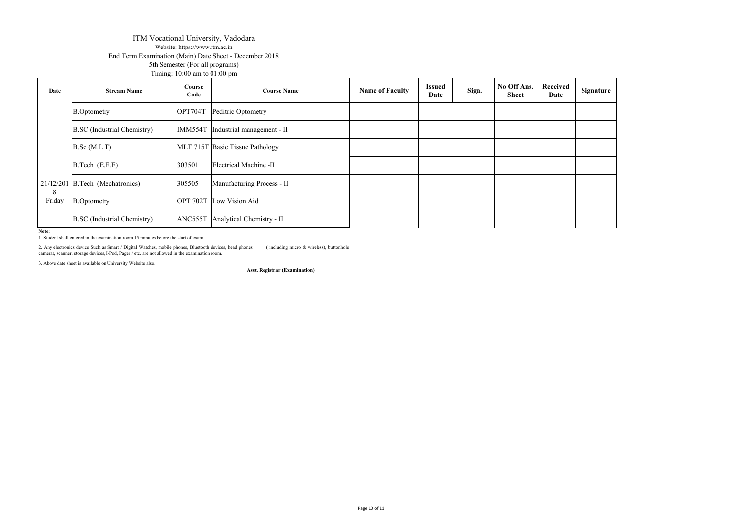ITM Vocational University, Vadodara

Website: https://www.itm.ac.in

End Term Examination (Main) Date Sheet - December 2018

5th Semester (For all programs)

Timing: 10:00 am to 01:00 pm

| Date | Stream Name | Course Code | Course Name | Name of Faculty | Issued Date | Sign. | No Off Ans. Sheet | Received Date | Signature |
|---|---|---|---|---|---|---|---|---|---|
| | B.Optometry | OPT704T | Peditric Optometry | | | | | | |
| | B.SC (Industrial Chemistry) | IMM554T | Industrial management - II | | | | | | |
| | B.Sc (M.L.T) | MLT 715T | Basic Tissue Pathology | | | | | | |
| 21/12/2018 Friday | B.Tech (E.E.E) | 303501 | Electrical Machine -II | | | | | | |
| | B.Tech (Mechatronics) | 305505 | Manufacturing Process - II | | | | | | |
| | B.Optometry | OPT 702T | Low Vision Aid | | | | | | |
| | B.SC (Industrial Chemistry) | ANC555T | Analytical Chemistry - II | | | | | | |

**Note:**

1. Student shall entered in the examination room 15 minutes before the start of exam.

2. Any electronics device Such as Smart / Digital Watches, mobile phones, Bluetooth devices, head phones ( including micro & wireless), buttonhole cameras, scanner, storage devices, I-Pod, Pager / etc. are not allowed in the examination room.

3. Above date sheet is available on University Website also.

**Asst. Registrar (Examination)**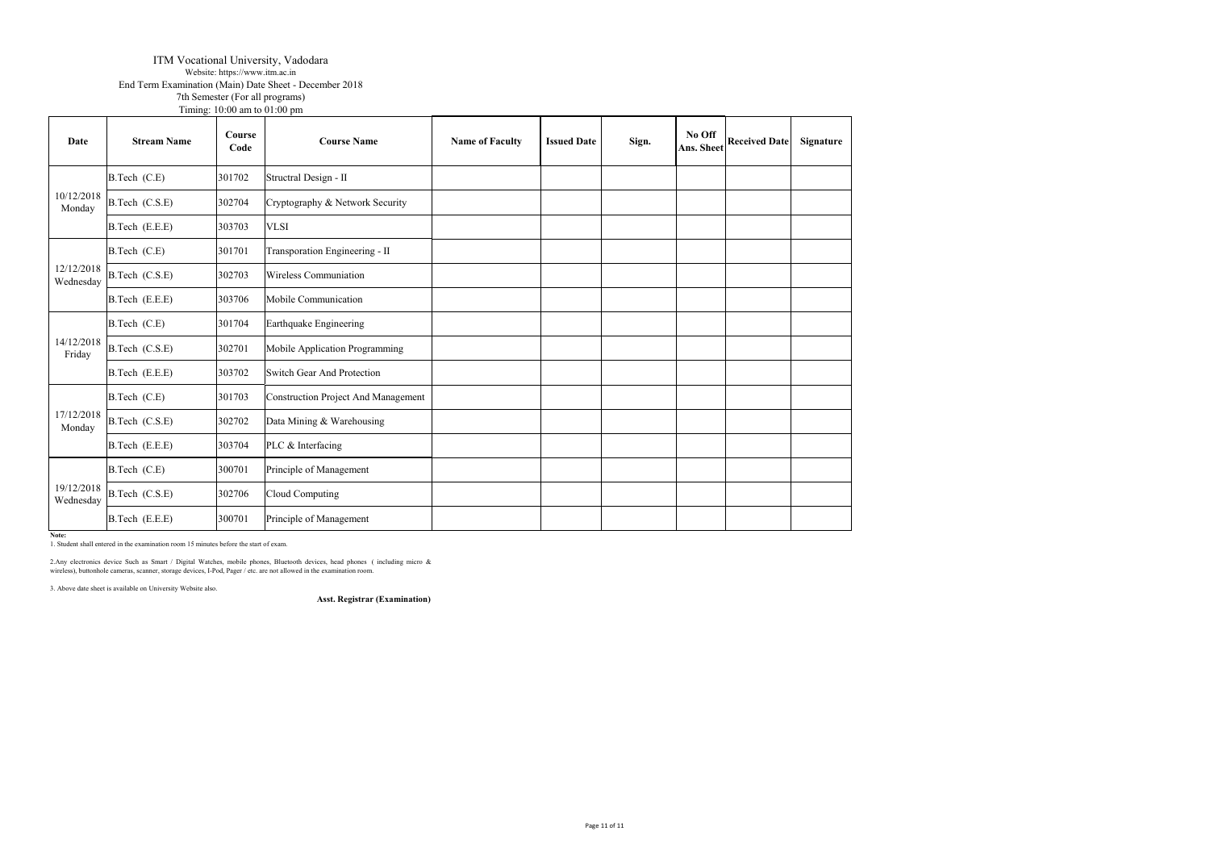ITM Vocational University, Vadodara

Website: https://www.itm.ac.in

End Term Examination (Main) Date Sheet - December 2018

7th Semester (For all programs)

Timing: 10:00 am to 01:00 pm

| Date | Stream Name | Course Code | Course Name | Name of Faculty | Issued Date | Sign. | No Off Ans. Sheet | Received Date | Signature |
|---|---|---|---|---|---|---|---|---|---|
| 10/12/2018 Monday | B.Tech (C.E) | 301702 | Structral Design - II | | | | | | |
| | B.Tech (C.S.E) | 302704 | Cryptography & Network Security | | | | | | |
| | B.Tech (E.E.E) | 303703 | VLSI | | | | | | |
| 12/12/2018 Wednesday | B.Tech (C.E) | 301701 | Transporation Engineering - II | | | | | | |
| | B.Tech (C.S.E) | 302703 | Wireless Communiation | | | | | | |
| | B.Tech (E.E.E) | 303706 | Mobile Communication | | | | | | |
| 14/12/2018 Friday | B.Tech (C.E) | 301704 | Earthquake Engineering | | | | | | |
| | B.Tech (C.S.E) | 302701 | Mobile Application Programming | | | | | | |
| | B.Tech (E.E.E) | 303702 | Switch Gear And Protection | | | | | | |
| 17/12/2018 Monday | B.Tech (C.E) | 301703 | Construction Project And Management | | | | | | |
| | B.Tech (C.S.E) | 302702 | Data Mining & Warehousing | | | | | | |
| | B.Tech (E.E.E) | 303704 | PLC & Interfacing | | | | | | |
| 19/12/2018 Wednesday | B.Tech (C.E) | 300701 | Principle of Management | | | | | | |
| | B.Tech (C.S.E) | 302706 | Cloud Computing | | | | | | |
| | B.Tech (E.E.E) | 300701 | Principle of Management | | | | | | |

**Note:**

1. Student shall entered in the examination room 15 minutes before the start of exam.

2.Any electronics device Such as Smart / Digital Watches, mobile phones, Bluetooth devices, head phones ( including micro & wireless), buttonhole cameras, scanner, storage devices, I-Pod, Pager / etc. are not allowed in the examination room.

3. Above date sheet is available on University Website also.

**Asst. Registrar (Examination)**